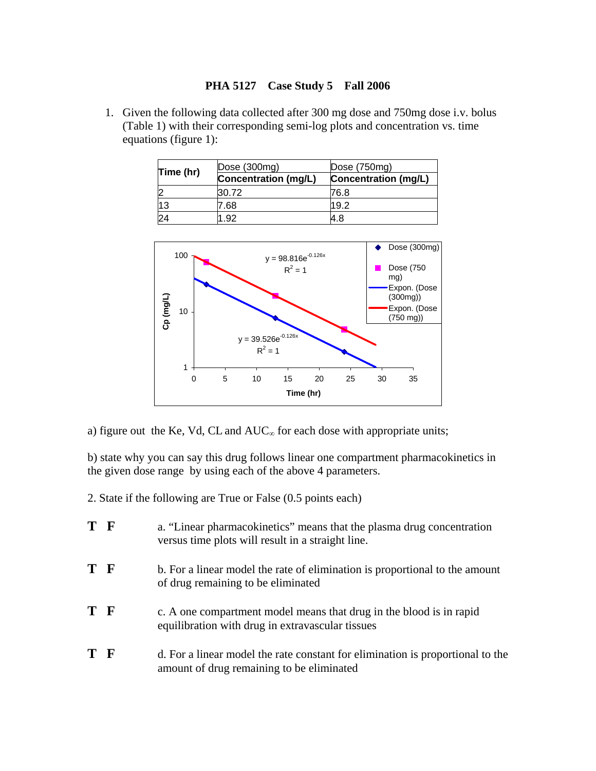**PHA 5127 Case Study 5 Fall 2006**

1. Given the following data collected after 300 mg dose and 750mg dose i.v. bolus (Table 1) with their corresponding semi-log plots and concentration vs. time equations (figure 1):

| Time (hr) | Dose (300mg) Concentration (mg/L) | Dose (750mg) Concentration (mg/L) |
|---|---|---|
| 2 | 30.72 | 76.8 |
| 13 | 7.68 | 19.2 |
| 24 | 1.92 | 4.8 |

Figure: semi-log plot of Cp (mg/L) vs. Time (hr) for Dose (300mg) and Dose (750 mg) with exponential fits.

$y = 98.816e^{-0.126x}$, $R^2 = 1$

$y = 39.526e^{-0.126x}$, $R^2 = 1$

a) figure out the Ke, Vd, CL and $AUC_\infty$ for each dose with appropriate units;

b) state why you can say this drug follows linear one compartment pharmacokinetics in the given dose range by using each of the above 4 parameters.

2. State if the following are True or False (0.5 points each)

**T F** a. "Linear pharmacokinetics" means that the plasma drug concentration versus time plots will result in a straight line.

**T F** b. For a linear model the rate of elimination is proportional to the amount of drug remaining to be eliminated

**T F** c. A one compartment model means that drug in the blood is in rapid equilibration with drug in extravascular tissues

**T F** d. For a linear model the rate constant for elimination is proportional to the amount of drug remaining to be eliminated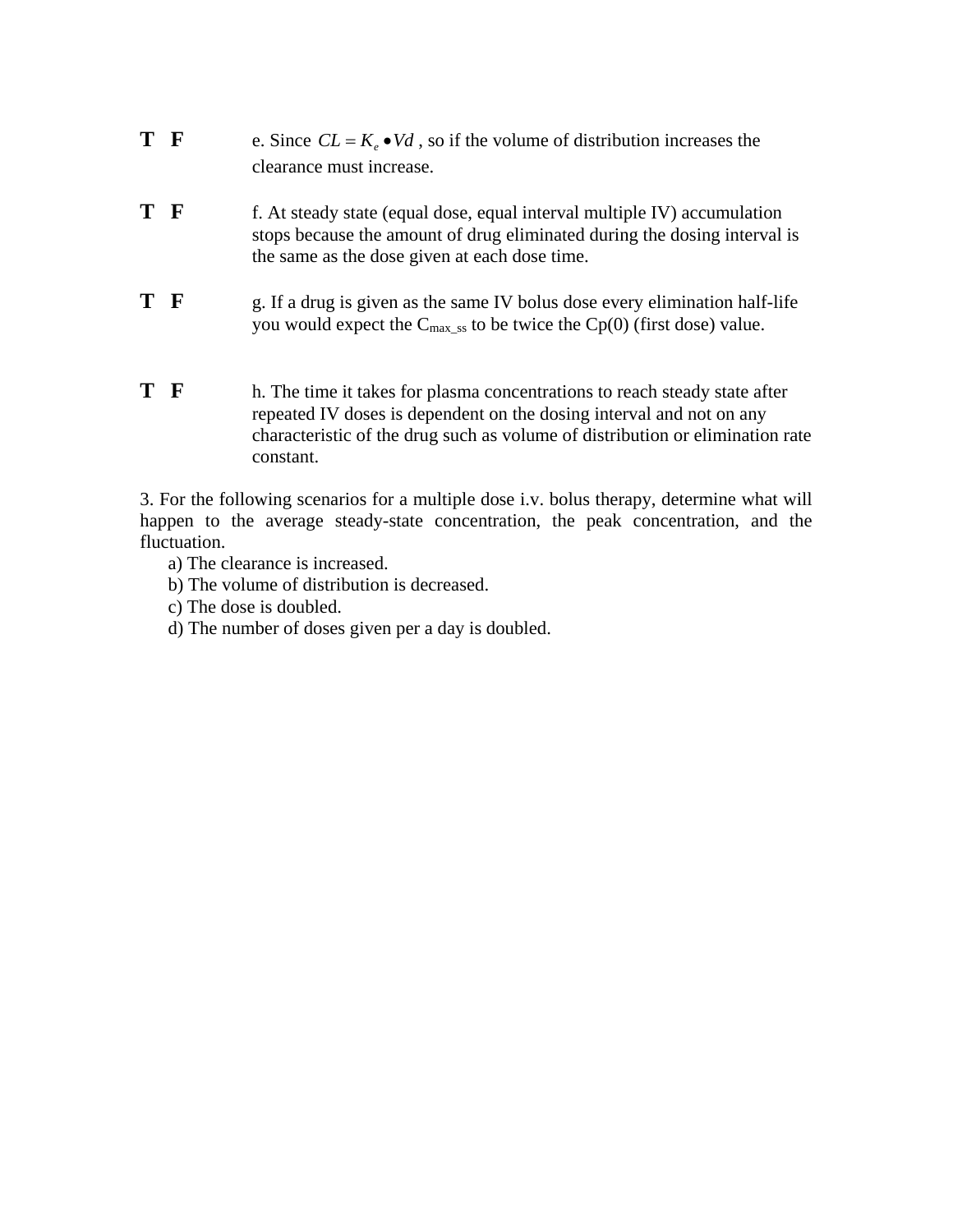**T F** e. Since $CL = K_e \bullet Vd$ , so if the volume of distribution increases the clearance must increase.

**T F** f. At steady state (equal dose, equal interval multiple IV) accumulation stops because the amount of drug eliminated during the dosing interval is the same as the dose given at each dose time.

**T F** g. If a drug is given as the same IV bolus dose every elimination half-life you would expect the $C_{max\_ss}$ to be twice the Cp(0) (first dose) value.

**T F** h. The time it takes for plasma concentrations to reach steady state after repeated IV doses is dependent on the dosing interval and not on any characteristic of the drug such as volume of distribution or elimination rate constant.

3. For the following scenarios for a multiple dose i.v. bolus therapy, determine what will happen to the average steady-state concentration, the peak concentration, and the fluctuation.

a) The clearance is increased.
b) The volume of distribution is decreased.
c) The dose is doubled.
d) The number of doses given per a day is doubled.